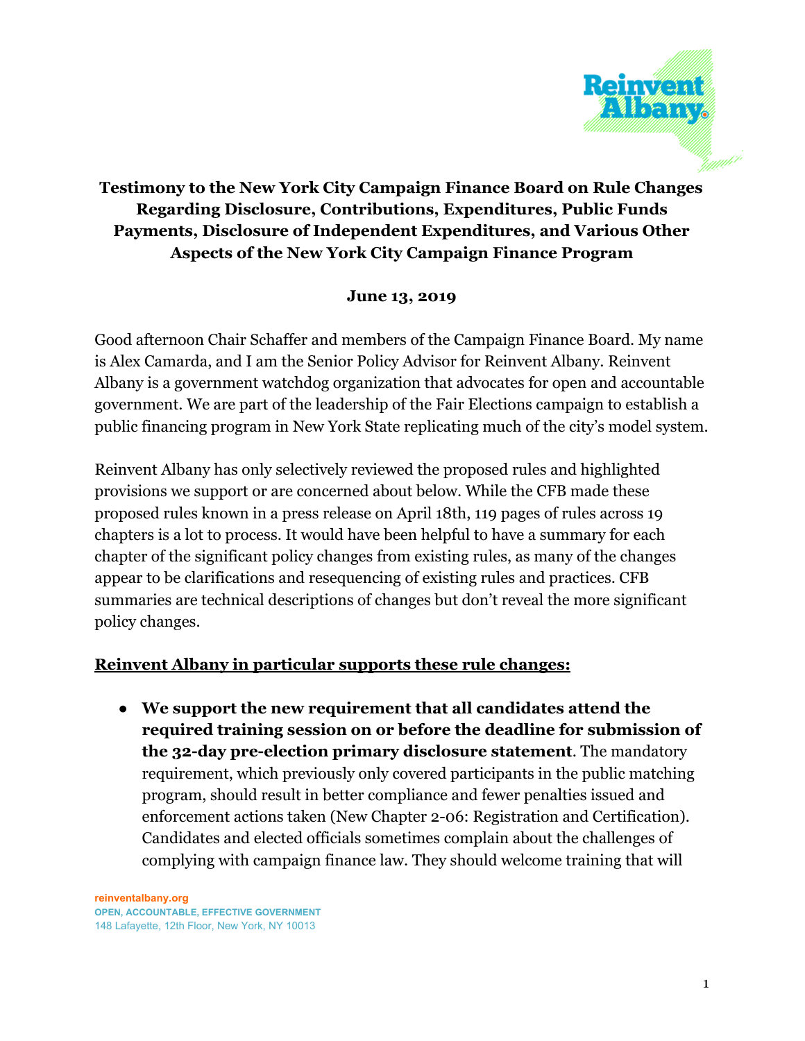**Testimony to the New York City Campaign Finance Board on Rule Changes Regarding Disclosure, Contributions, Expenditures, Public Funds Payments, Disclosure of Independent Expenditures, and Various Other Aspects of the New York City Campaign Finance Program**

**June 13, 2019**

Good afternoon Chair Schaffer and members of the Campaign Finance Board. My name is Alex Camarda, and I am the Senior Policy Advisor for Reinvent Albany. Reinvent Albany is a government watchdog organization that advocates for open and accountable government. We are part of the leadership of the Fair Elections campaign to establish a public financing program in New York State replicating much of the city's model system.

Reinvent Albany has only selectively reviewed the proposed rules and highlighted provisions we support or are concerned about below. While the CFB made these proposed rules known in a press release on April 18th, 119 pages of rules across 19 chapters is a lot to process. It would have been helpful to have a summary for each chapter of the significant policy changes from existing rules, as many of the changes appear to be clarifications and resequencing of existing rules and practices. CFB summaries are technical descriptions of changes but don't reveal the more significant policy changes.

**Reinvent Albany in particular supports these rule changes:**

- **We support the new requirement that all candidates attend the required training session on or before the deadline for submission of the 32-day pre-election primary disclosure statement**. The mandatory requirement, which previously only covered participants in the public matching program, should result in better compliance and fewer penalties issued and enforcement actions taken (New Chapter 2-06: Registration and Certification). Candidates and elected officials sometimes complain about the challenges of complying with campaign finance law. They should welcome training that will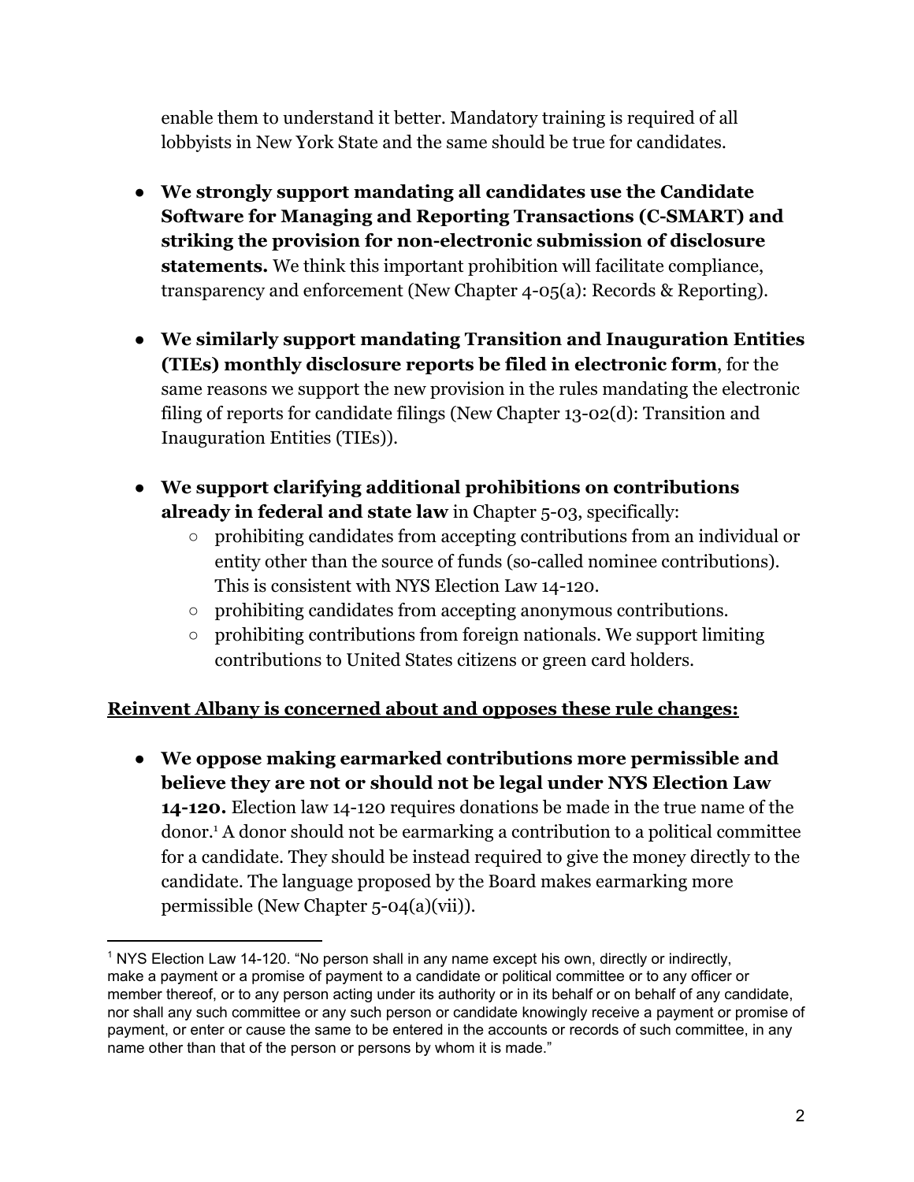enable them to understand it better. Mandatory training is required of all lobbyists in New York State and the same should be true for candidates.

- **We strongly support mandating all candidates use the Candidate Software for Managing and Reporting Transactions (C-SMART) and striking the provision for non-electronic submission of disclosure statements.** We think this important prohibition will facilitate compliance, transparency and enforcement (New Chapter 4-05(a): Records & Reporting).

- **We similarly support mandating Transition and Inauguration Entities (TIEs) monthly disclosure reports be filed in electronic form**, for the same reasons we support the new provision in the rules mandating the electronic filing of reports for candidate filings (New Chapter 13-02(d): Transition and Inauguration Entities (TIEs)).

- **We support clarifying additional prohibitions on contributions already in federal and state law** in Chapter 5-03, specifically:
  - prohibiting candidates from accepting contributions from an individual or entity other than the source of funds (so-called nominee contributions). This is consistent with NYS Election Law 14-120.
  - prohibiting candidates from accepting anonymous contributions.
  - prohibiting contributions from foreign nationals. We support limiting contributions to United States citizens or green card holders.

**<u>Reinvent Albany is concerned about and opposes these rule changes:</u>**

- **We oppose making earmarked contributions more permissible and believe they are not or should not be legal under NYS Election Law 14-120.** Election law 14-120 requires donations be made in the true name of the donor.[1] A donor should not be earmarking a contribution to a political committee for a candidate. They should be instead required to give the money directly to the candidate. The language proposed by the Board makes earmarking more permissible (New Chapter 5-04(a)(vii)).

---

[1] NYS Election Law 14-120. "No person shall in any name except his own, directly or indirectly, make a payment or a promise of payment to a candidate or political committee or to any officer or member thereof, or to any person acting under its authority or in its behalf or on behalf of any candidate, nor shall any such committee or any such person or candidate knowingly receive a payment or promise of payment, or enter or cause the same to be entered in the accounts or records of such committee, in any name other than that of the person or persons by whom it is made."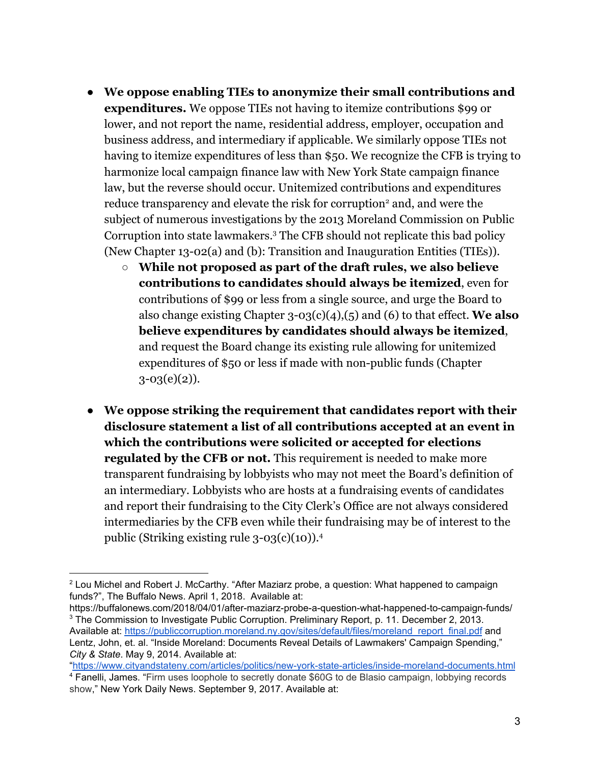- **We oppose enabling TIEs to anonymize their small contributions and expenditures.** We oppose TIEs not having to itemize contributions $99 or lower, and not report the name, residential address, employer, occupation and business address, and intermediary if applicable. We similarly oppose TIEs not having to itemize expenditures of less than $50. We recognize the CFB is trying to harmonize local campaign finance law with New York State campaign finance law, but the reverse should occur. Unitemized contributions and expenditures reduce transparency and elevate the risk for corruption[2] and, and were the subject of numerous investigations by the 2013 Moreland Commission on Public Corruption into state lawmakers.[3] The CFB should not replicate this bad policy (New Chapter 13-02(a) and (b): Transition and Inauguration Entities (TIEs)).
    - **While not proposed as part of the draft rules, we also believe contributions to candidates should always be itemized**, even for contributions of $99 or less from a single source, and urge the Board to also change existing Chapter 3-03(c)(4),(5) and (6) to that effect. **We also believe expenditures by candidates should always be itemized**, and request the Board change its existing rule allowing for unitemized expenditures of $50 or less if made with non-public funds (Chapter 3-03(e)(2)).

- **We oppose striking the requirement that candidates report with their disclosure statement a list of all contributions accepted at an event in which the contributions were solicited or accepted for elections regulated by the CFB or not.** This requirement is needed to make more transparent fundraising by lobbyists who may not meet the Board's definition of an intermediary. Lobbyists who are hosts at a fundraising events of candidates and report their fundraising to the City Clerk's Office are not always considered intermediaries by the CFB even while their fundraising may be of interest to the public (Striking existing rule 3-03(c)(10)).[4]

---

[2] Lou Michel and Robert J. McCarthy. "After Maziarz probe, a question: What happened to campaign funds?", The Buffalo News. April 1, 2018. Available at: https://buffalonews.com/2018/04/01/after-maziarz-probe-a-question-what-happened-to-campaign-funds/

[3] The Commission to Investigate Public Corruption. Preliminary Report, p. 11. December 2, 2013. Available at: https://publiccorruption.moreland.ny.gov/sites/default/files/moreland_report_final.pdf and Lentz, John, et. al. "Inside Moreland: Documents Reveal Details of Lawmakers' Campaign Spending," *City & State*. May 9, 2014. Available at: "https://www.cityandstateny.com/articles/politics/new-york-state-articles/inside-moreland-documents.html

[4] Fanelli, James. "Firm uses loophole to secretly donate $60G to de Blasio campaign, lobbying records show," New York Daily News. September 9, 2017. Available at: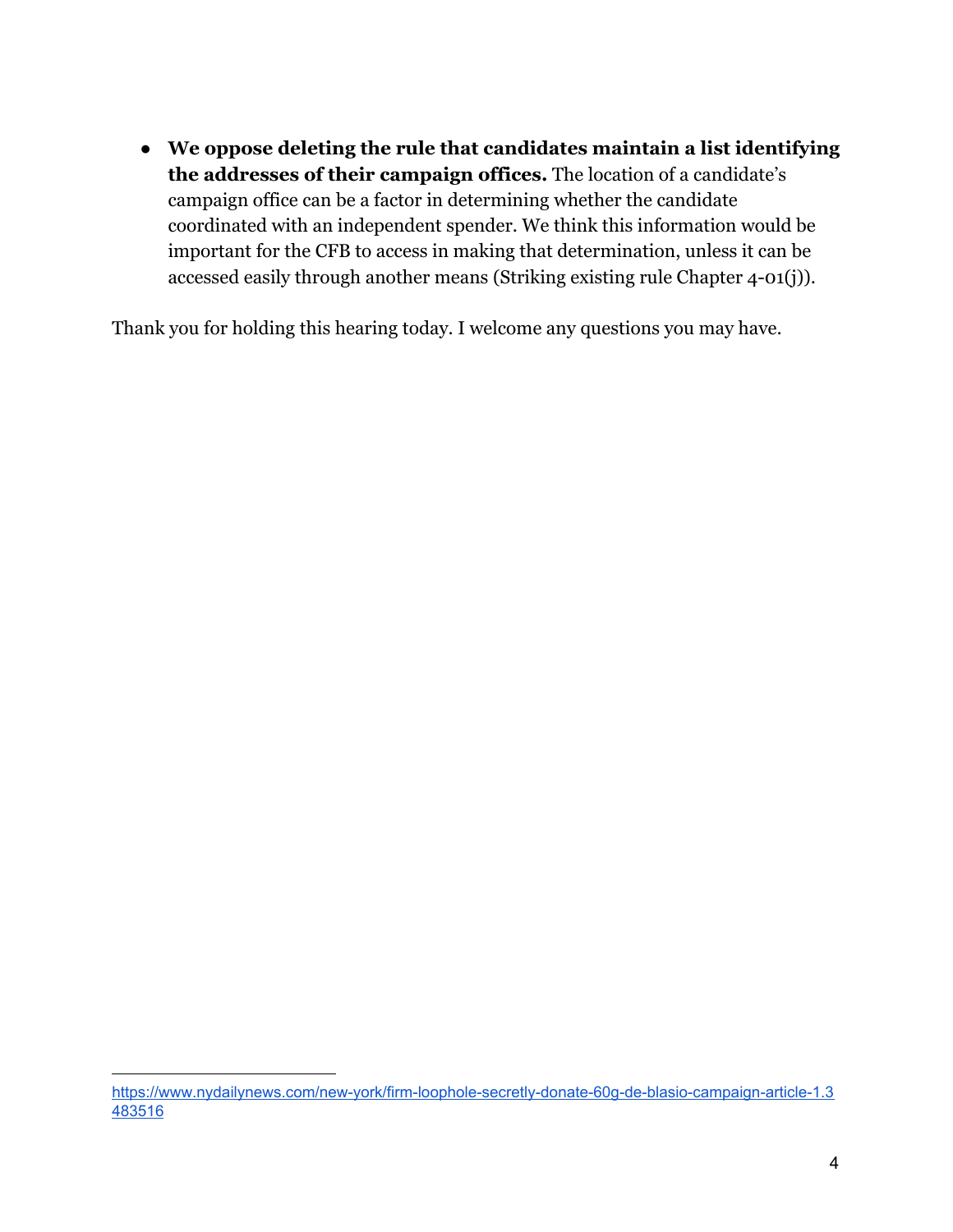- **We oppose deleting the rule that candidates maintain a list identifying the addresses of their campaign offices.** The location of a candidate's campaign office can be a factor in determining whether the candidate coordinated with an independent spender. We think this information would be important for the CFB to access in making that determination, unless it can be accessed easily through another means (Striking existing rule Chapter 4-01(j)).

Thank you for holding this hearing today. I welcome any questions you may have.

---

https://www.nydailynews.com/new-york/firm-loophole-secretly-donate-60g-de-blasio-campaign-article-1.3483516